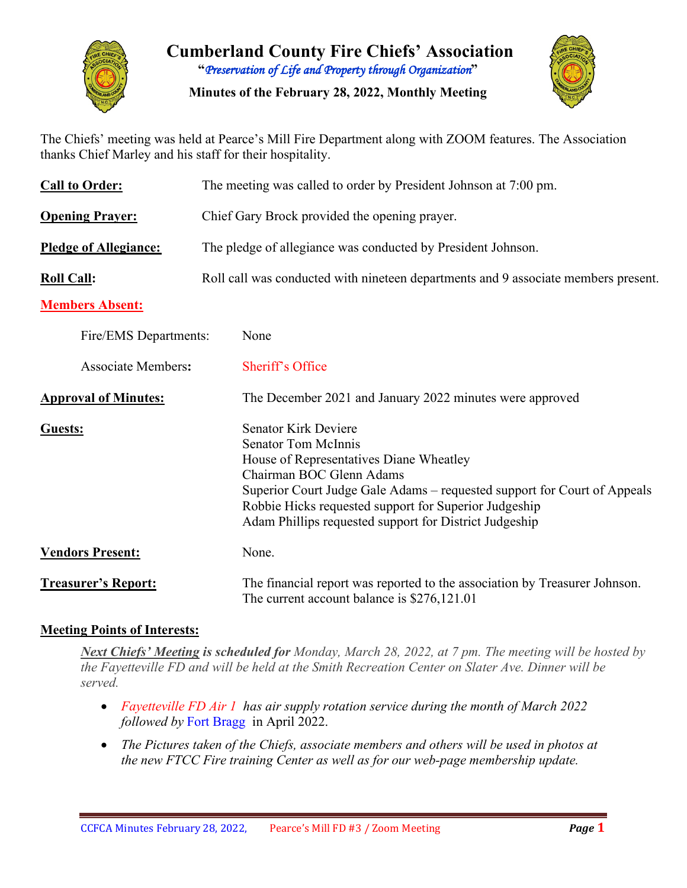# Cumberland County Fire Chiefs' Association

"*Preservation of Life and Property through Organization*"

**Minutes of the February 28, 2022, Monthly Meeting**

The Chiefs' meeting was held at Pearce's Mill Fire Department along with ZOOM features. The Association thanks Chief Marley and his staff for their hospitality.

**Call to Order:** The meeting was called to order by President Johnson at 7:00 pm.

**Opening Prayer:** Chief Gary Brock provided the opening prayer.

**Pledge of Allegiance:** The pledge of allegiance was conducted by President Johnson.

**Roll Call:** Roll call was conducted with nineteen departments and 9 associate members present.

**Members Absent:**

Fire/EMS Departments: None

Associate Members: Sheriff's Office

**Approval of Minutes:** The December 2021 and January 2022 minutes were approved

**Guests:**
- Senator Kirk Deviere
- Senator Tom McInnis
- House of Representatives Diane Wheatley
- Chairman BOC Glenn Adams
- Superior Court Judge Gale Adams – requested support for Court of Appeals
- Robbie Hicks requested support for Superior Judgeship
- Adam Phillips requested support for District Judgeship

**Vendors Present:** None.

**Treasurer's Report:** The financial report was reported to the association by Treasurer Johnson. The current account balance is $276,121.01

**Meeting Points of Interests:**

***Next Chiefs' Meeting*** **is scheduled for** *Monday, March 28, 2022, at 7 pm. The meeting will be hosted by the Fayetteville FD and will be held at the Smith Recreation Center on Slater Ave. Dinner will be served.*

- *Fayetteville FD Air 1 has air supply rotation service during the month of March 2022 followed by* Fort Bragg in April 2022.
- *The Pictures taken of the Chiefs, associate members and others will be used in photos at the new FTCC Fire training Center as well as for our web-page membership update.*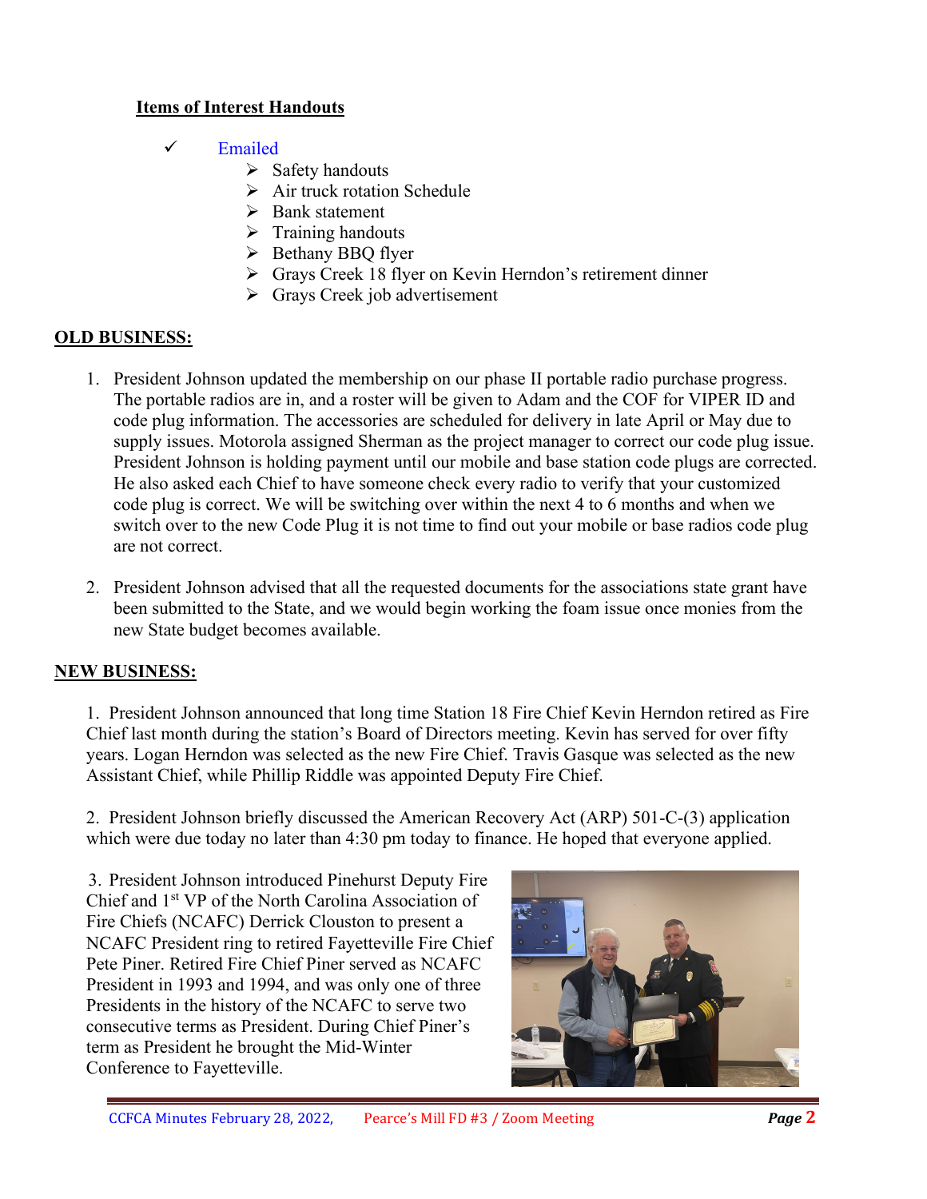**Items of Interest Handouts**

- ✓ Emailed
  - Safety handouts
  - Air truck rotation Schedule
  - Bank statement
  - Training handouts
  - Bethany BBQ flyer
  - Grays Creek 18 flyer on Kevin Herndon's retirement dinner
  - Grays Creek job advertisement

## OLD BUSINESS:

1. President Johnson updated the membership on our phase II portable radio purchase progress. The portable radios are in, and a roster will be given to Adam and the COF for VIPER ID and code plug information. The accessories are scheduled for delivery in late April or May due to supply issues. Motorola assigned Sherman as the project manager to correct our code plug issue. President Johnson is holding payment until our mobile and base station code plugs are corrected. He also asked each Chief to have someone check every radio to verify that your customized code plug is correct. We will be switching over within the next 4 to 6 months and when we switch over to the new Code Plug it is not time to find out your mobile or base radios code plug are not correct.

2. President Johnson advised that all the requested documents for the associations state grant have been submitted to the State, and we would begin working the foam issue once monies from the new State budget becomes available.

## NEW BUSINESS:

1. President Johnson announced that long time Station 18 Fire Chief Kevin Herndon retired as Fire Chief last month during the station's Board of Directors meeting. Kevin has served for over fifty years. Logan Herndon was selected as the new Fire Chief. Travis Gasque was selected as the new Assistant Chief, while Phillip Riddle was appointed Deputy Fire Chief.

2. President Johnson briefly discussed the American Recovery Act (ARP) 501-C-(3) application which were due today no later than 4:30 pm today to finance. He hoped that everyone applied.

3. President Johnson introduced Pinehurst Deputy Fire Chief and 1st VP of the North Carolina Association of Fire Chiefs (NCAFC) Derrick Clouston to present a NCAFC President ring to retired Fayetteville Fire Chief Pete Piner. Retired Fire Chief Piner served as NCAFC President in 1993 and 1994, and was only one of three Presidents in the history of the NCAFC to serve two consecutive terms as President. During Chief Piner's term as President he brought the Mid-Winter Conference to Fayetteville.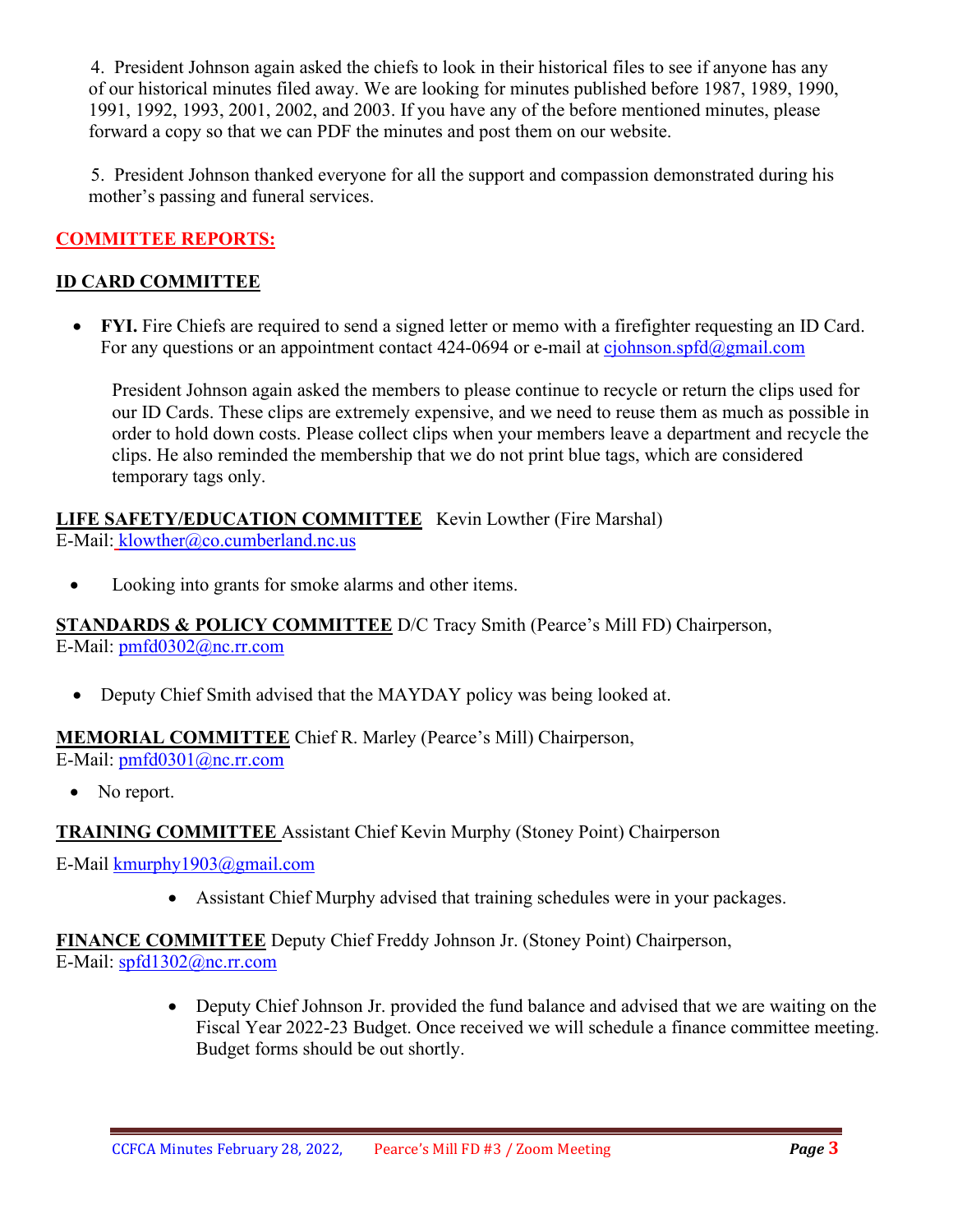4. President Johnson again asked the chiefs to look in their historical files to see if anyone has any of our historical minutes filed away. We are looking for minutes published before 1987, 1989, 1990, 1991, 1992, 1993, 2001, 2002, and 2003. If you have any of the before mentioned minutes, please forward a copy so that we can PDF the minutes and post them on our website.

5. President Johnson thanked everyone for all the support and compassion demonstrated during his mother's passing and funeral services.

## COMMITTEE REPORTS:

### ID CARD COMMITTEE

- **FYI.** Fire Chiefs are required to send a signed letter or memo with a firefighter requesting an ID Card. For any questions or an appointment contact 424-0694 or e-mail at cjohnson.spfd@gmail.com

  President Johnson again asked the members to please continue to recycle or return the clips used for our ID Cards. These clips are extremely expensive, and we need to reuse them as much as possible in order to hold down costs. Please collect clips when your members leave a department and recycle the clips. He also reminded the membership that we do not print blue tags, which are considered temporary tags only.

**LIFE SAFETY/EDUCATION COMMITTEE** Kevin Lowther (Fire Marshal)
E-Mail: klowther@co.cumberland.nc.us

- Looking into grants for smoke alarms and other items.

**STANDARDS & POLICY COMMITTEE** D/C Tracy Smith (Pearce's Mill FD) Chairperson,
E-Mail: pmfd0302@nc.rr.com

- Deputy Chief Smith advised that the MAYDAY policy was being looked at.

**MEMORIAL COMMITTEE** Chief R. Marley (Pearce's Mill) Chairperson,
E-Mail: pmfd0301@nc.rr.com

- No report.

**TRAINING COMMITTEE** Assistant Chief Kevin Murphy (Stoney Point) Chairperson

E-Mail kmurphy1903@gmail.com

- Assistant Chief Murphy advised that training schedules were in your packages.

**FINANCE COMMITTEE** Deputy Chief Freddy Johnson Jr. (Stoney Point) Chairperson,
E-Mail: spfd1302@nc.rr.com

- Deputy Chief Johnson Jr. provided the fund balance and advised that we are waiting on the Fiscal Year 2022-23 Budget. Once received we will schedule a finance committee meeting. Budget forms should be out shortly.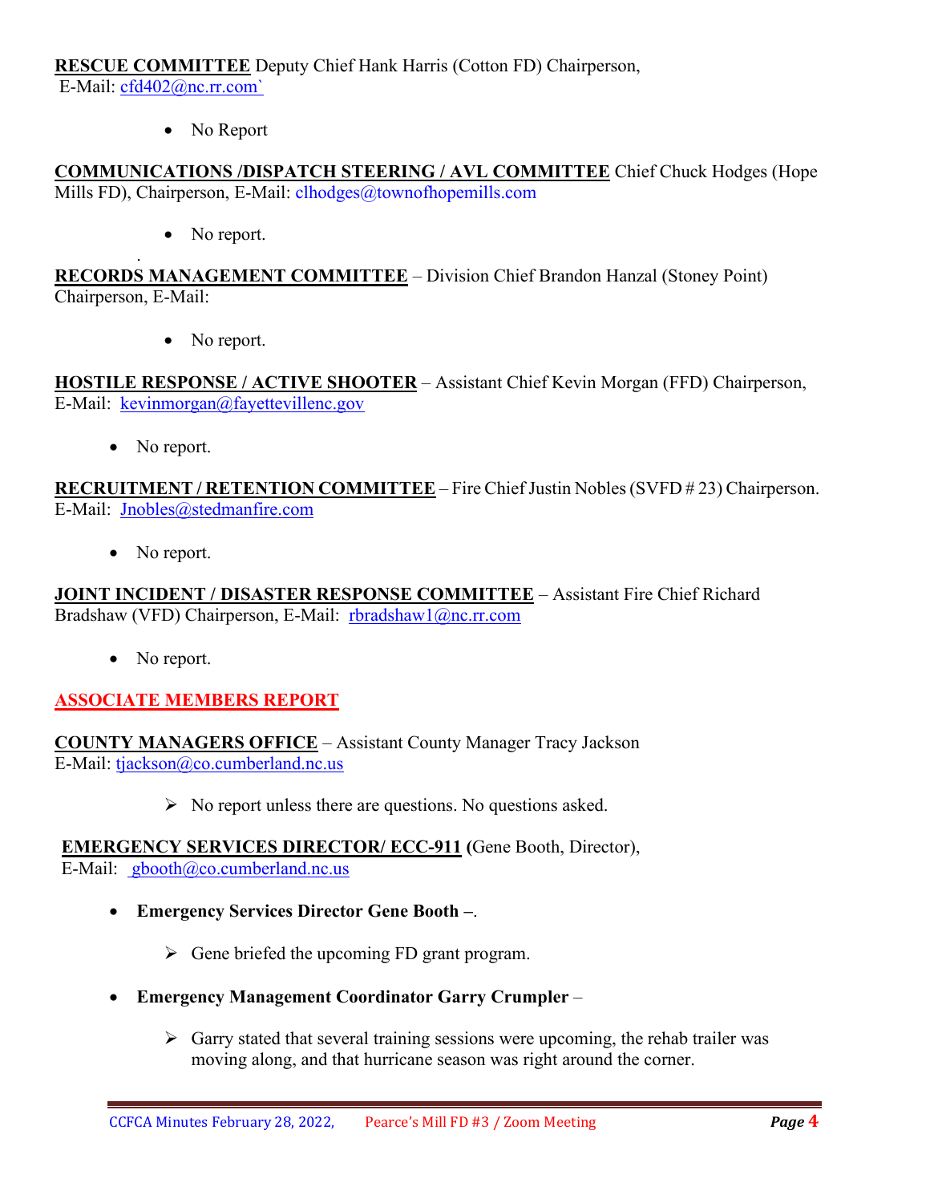**RESCUE COMMITTEE** Deputy Chief Hank Harris (Cotton FD) Chairperson, E-Mail: cfd402@nc.rr.com`

- No Report

**COMMUNICATIONS /DISPATCH STEERING / AVL COMMITTEE** Chief Chuck Hodges (Hope Mills FD), Chairperson, E-Mail: clhodges@townofhopemills.com

- No report.

.

**RECORDS MANAGEMENT COMMITTEE** – Division Chief Brandon Hanzal (Stoney Point) Chairperson, E-Mail:

- No report.

**HOSTILE RESPONSE / ACTIVE SHOOTER** – Assistant Chief Kevin Morgan (FFD) Chairperson, E-Mail: kevinmorgan@fayettevillenc.gov

- No report.

**RECRUITMENT / RETENTION COMMITTEE** – Fire Chief Justin Nobles (SVFD # 23) Chairperson. E-Mail: Jnobles@stedmanfire.com

- No report.

**JOINT INCIDENT / DISASTER RESPONSE COMMITTEE** – Assistant Fire Chief Richard Bradshaw (VFD) Chairperson, E-Mail: rbradshaw1@nc.rr.com

- No report.

## ASSOCIATE MEMBERS REPORT

**COUNTY MANAGERS OFFICE** – Assistant County Manager Tracy Jackson E-Mail: tjackson@co.cumberland.nc.us

- No report unless there are questions. No questions asked.

**EMERGENCY SERVICES DIRECTOR/ ECC-911 (**Gene Booth, Director), E-Mail: gbooth@co.cumberland.nc.us

- **Emergency Services Director Gene Booth –**.
  - Gene briefed the upcoming FD grant program.
- **Emergency Management Coordinator Garry Crumpler** –
  - Garry stated that several training sessions were upcoming, the rehab trailer was moving along, and that hurricane season was right around the corner.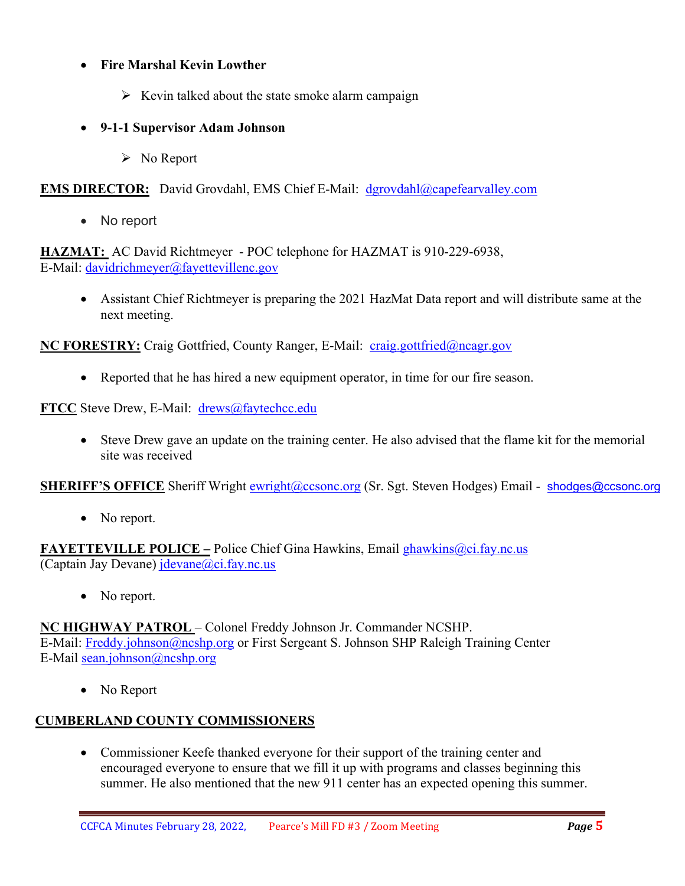- **Fire Marshal Kevin Lowther**
  - Kevin talked about the state smoke alarm campaign
- **9-1-1 Supervisor Adam Johnson**
  - No Report

**<u>EMS DIRECTOR:</u>** David Grovdahl, EMS Chief E-Mail: dgrovdahl@capefearvalley.com

- No report

**<u>HAZMAT:</u>** AC David Richtmeyer - POC telephone for HAZMAT is 910-229-6938, E-Mail: davidrichmeyer@fayettevillenc.gov

- Assistant Chief Richtmeyer is preparing the 2021 HazMat Data report and will distribute same at the next meeting.

**<u>NC FORESTRY:</u>** Craig Gottfried, County Ranger, E-Mail: craig.gottfried@ncagr.gov

- Reported that he has hired a new equipment operator, in time for our fire season.

**<u>FTCC</u>** Steve Drew, E-Mail: drews@faytechcc.edu

- Steve Drew gave an update on the training center. He also advised that the flame kit for the memorial site was received

**<u>SHERIFF'S OFFICE</u>** Sheriff Wright ewright@ccsonc.org (Sr. Sgt. Steven Hodges) Email - shodges@ccsonc.org

- No report.

**<u>FAYETTEVILLE POLICE –</u>** Police Chief Gina Hawkins, Email ghawkins@ci.fay.nc.us (Captain Jay Devane) jdevane@ci.fay.nc.us

- No report.

**<u>NC HIGHWAY PATROL</u>** – Colonel Freddy Johnson Jr. Commander NCSHP. E-Mail: Freddy.johnson@ncshp.org or First Sergeant S. Johnson SHP Raleigh Training Center E-Mail sean.johnson@ncshp.org

- No Report

**<u>CUMBERLAND COUNTY COMMISSIONERS</u>**

- Commissioner Keefe thanked everyone for their support of the training center and encouraged everyone to ensure that we fill it up with programs and classes beginning this summer. He also mentioned that the new 911 center has an expected opening this summer.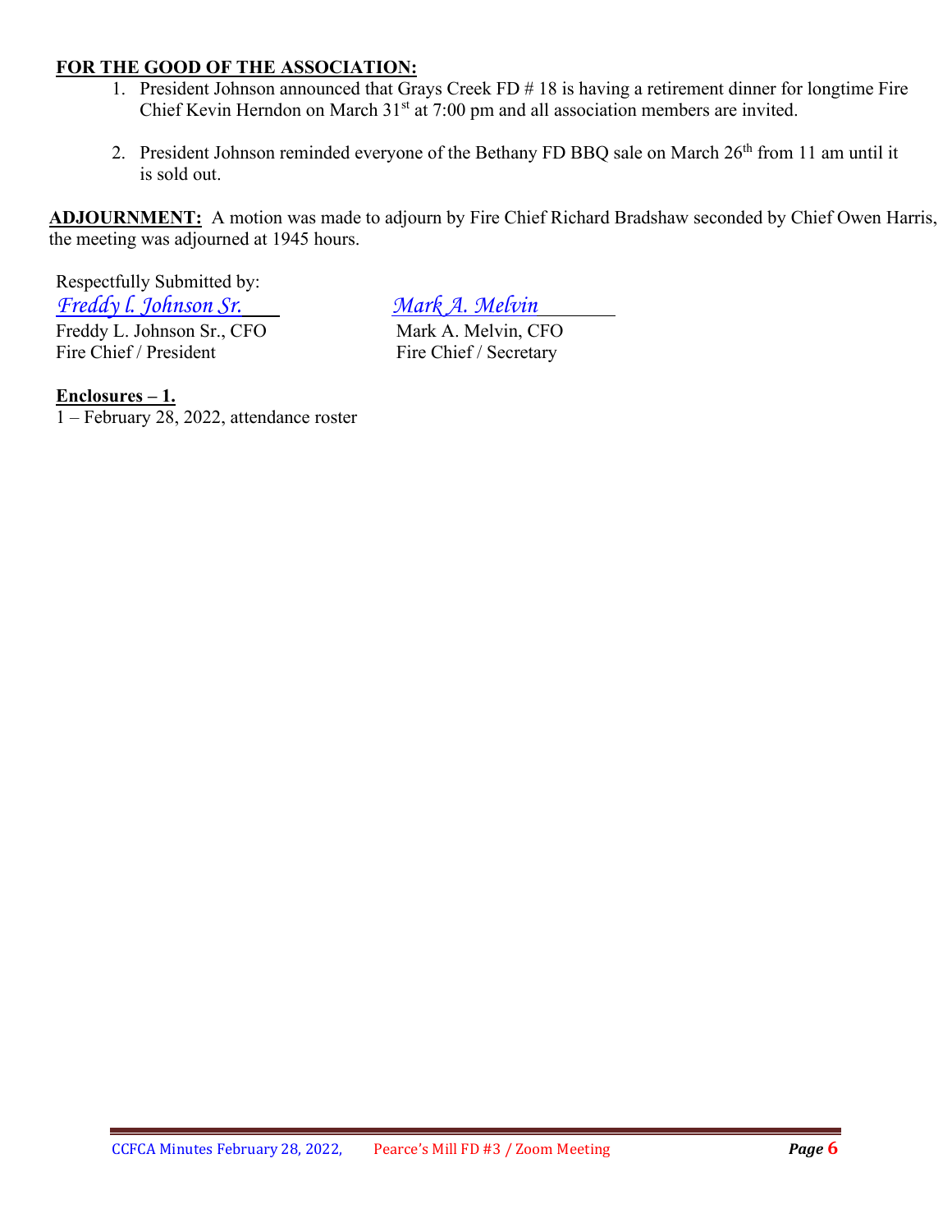**FOR THE GOOD OF THE ASSOCIATION:**

1. President Johnson announced that Grays Creek FD # 18 is having a retirement dinner for longtime Fire Chief Kevin Herndon on March 31st at 7:00 pm and all association members are invited.

2. President Johnson reminded everyone of the Bethany FD BBQ sale on March 26th from 11 am until it is sold out.

**ADJOURNMENT:** A motion was made to adjourn by Fire Chief Richard Bradshaw seconded by Chief Owen Harris, the meeting was adjourned at 1945 hours.

Respectfully Submitted by:

| *Freddy l. Johnson Sr.* | *Mark A. Melvin* |
|---|---|
| Freddy L. Johnson Sr., CFO | Mark A. Melvin, CFO |
| Fire Chief / President | Fire Chief / Secretary |

**Enclosures – 1.**

1 – February 28, 2022, attendance roster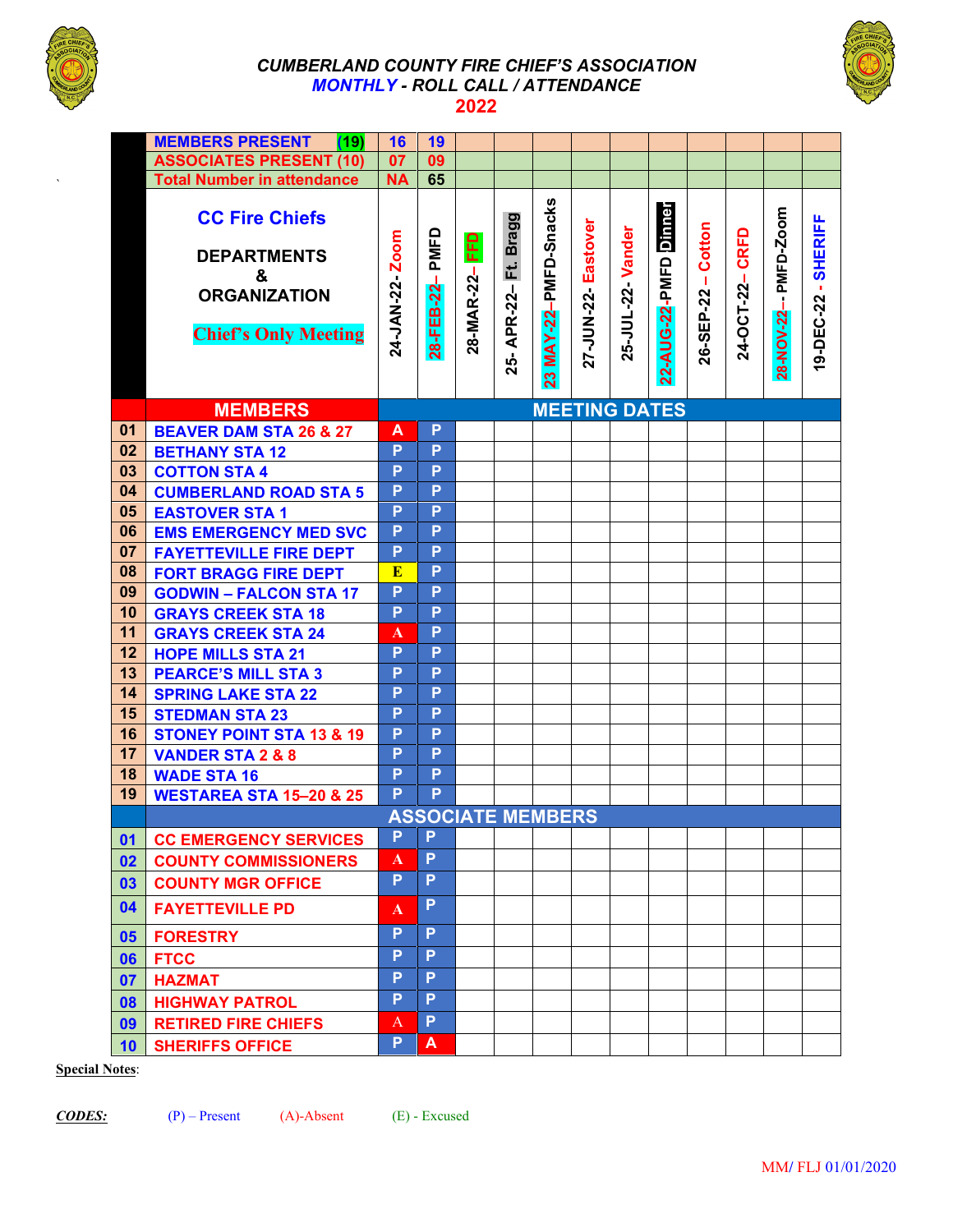# CUMBERLAND COUNTY FIRE CHIEF'S ASSOCIATION
## MONTHLY - ROLL CALL / ATTENDANCE
## 2022

| | MEMBERS PRESENT (19) | 16 | 19 | | | | | | | | | | |
|---|---|---|---|---|---|---|---|---|---|---|---|---|---|
| | ASSOCIATES PRESENT (10) | 07 | 09 | | | | | | | | | | |
| | Total Number in attendance | NA | 65 | | | | | | | | | | |
| | CC Fire Chiefs DEPARTMENTS & ORGANIZATION Chief's Only Meeting | 24-JAN-22- Zoom | 28-FEB-22– PMFD | 28-MAR-22– FFD | 25- APR-22– Ft. Bragg | 23 MAY-22–PMFD-Snacks | 27-JUN-22- Eastover | 25-JUL-22- Vander | 22-AUG-22-PMFD Dinner | 26-SEP-22 – Cotton | 24-OCT-22– CRFD | 28-NOV-22-- PMFD-Zoom | 19-DEC-22 - SHERIFF |
| | **MEMBERS** | **MEETING DATES** | | | | | | | | | | | |
| 01 | BEAVER DAM STA 26 & 27 | A | P | | | | | | | | | | |
| 02 | BETHANY STA 12 | P | P | | | | | | | | | | |
| 03 | COTTON STA 4 | P | P | | | | | | | | | | |
| 04 | CUMBERLAND ROAD STA 5 | P | P | | | | | | | | | | |
| 05 | EASTOVER STA 1 | P | P | | | | | | | | | | |
| 06 | EMS EMERGENCY MED SVC | P | P | | | | | | | | | | |
| 07 | FAYETTEVILLE FIRE DEPT | P | P | | | | | | | | | | |
| 08 | FORT BRAGG FIRE DEPT | E | P | | | | | | | | | | |
| 09 | GODWIN – FALCON STA 17 | P | P | | | | | | | | | | |
| 10 | GRAYS CREEK STA 18 | P | P | | | | | | | | | | |
| 11 | GRAYS CREEK STA 24 | A | P | | | | | | | | | | |
| 12 | HOPE MILLS STA 21 | P | P | | | | | | | | | | |
| 13 | PEARCE'S MILL STA 3 | P | P | | | | | | | | | | |
| 14 | SPRING LAKE STA 22 | P | P | | | | | | | | | | |
| 15 | STEDMAN STA 23 | P | P | | | | | | | | | | |
| 16 | STONEY POINT STA 13 & 19 | P | P | | | | | | | | | | |
| 17 | VANDER STA 2 & 8 | P | P | | | | | | | | | | |
| 18 | WADE STA 16 | P | P | | | | | | | | | | |
| 19 | WESTAREA STA 15–20 & 25 | P | P | | | | | | | | | | |
| | **ASSOCIATE MEMBERS** | | | | | | | | | | | | |
| 01 | CC EMERGENCY SERVICES | P | P | | | | | | | | | | |
| 02 | COUNTY COMMISSIONERS | A | P | | | | | | | | | | |
| 03 | COUNTY MGR OFFICE | P | P | | | | | | | | | | |
| 04 | FAYETTEVILLE PD | A | P | | | | | | | | | | |
| 05 | FORESTRY | P | P | | | | | | | | | | |
| 06 | FTCC | P | P | | | | | | | | | | |
| 07 | HAZMAT | P | P | | | | | | | | | | |
| 08 | HIGHWAY PATROL | P | P | | | | | | | | | | |
| 09 | RETIRED FIRE CHIEFS | A | P | | | | | | | | | | |
| 10 | SHERIFFS OFFICE | P | A | | | | | | | | | | |

**Special Notes**:

***CODES:*** (P) – Present (A)-Absent (E) - Excused

MM/ FLJ 01/01/2020